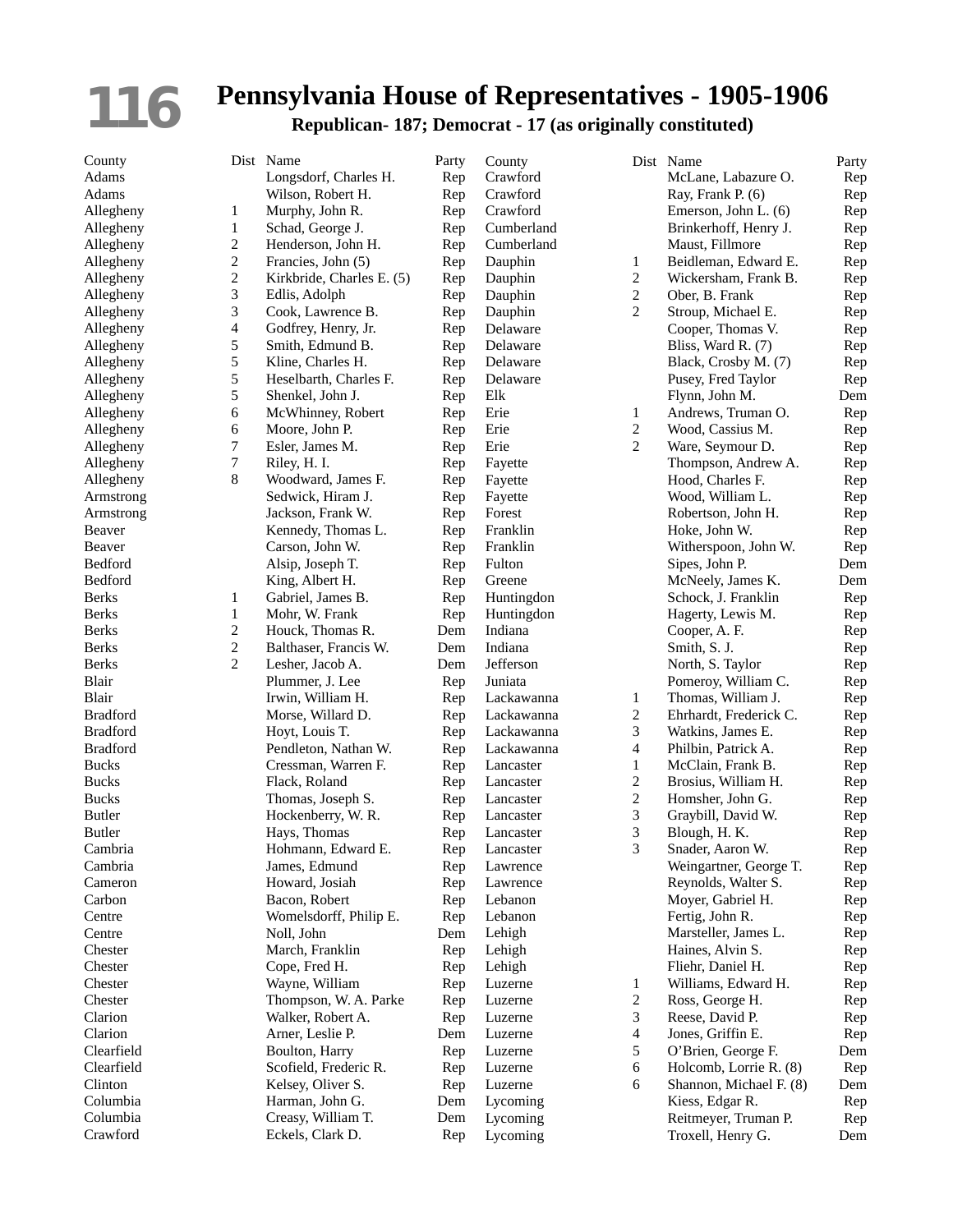# Pennsylvania House of Representatives - 1905-1906

**Republican- 187; Democrat - 17 (as originally constituted)**

| County | Dist | Name | Party |
|---|---|---|---|
| Adams | | Longsdorf, Charles H. | Rep |
| Adams | | Wilson, Robert H. | Rep |
| Allegheny | 1 | Murphy, John R. | Rep |
| Allegheny | 1 | Schad, George J. | Rep |
| Allegheny | 2 | Henderson, John H. | Rep |
| Allegheny | 2 | Francies, John (5) | Rep |
| Allegheny | 2 | Kirkbride, Charles E. (5) | Rep |
| Allegheny | 3 | Edlis, Adolph | Rep |
| Allegheny | 3 | Cook, Lawrence B. | Rep |
| Allegheny | 4 | Godfrey, Henry, Jr. | Rep |
| Allegheny | 5 | Smith, Edmund B. | Rep |
| Allegheny | 5 | Kline, Charles H. | Rep |
| Allegheny | 5 | Heselbarth, Charles F. | Rep |
| Allegheny | 5 | Shenkel, John J. | Rep |
| Allegheny | 6 | McWhinney, Robert | Rep |
| Allegheny | 6 | Moore, John P. | Rep |
| Allegheny | 7 | Esler, James M. | Rep |
| Allegheny | 7 | Riley, H. I. | Rep |
| Allegheny | 8 | Woodward, James F. | Rep |
| Armstrong | | Sedwick, Hiram J. | Rep |
| Armstrong | | Jackson, Frank W. | Rep |
| Beaver | | Kennedy, Thomas L. | Rep |
| Beaver | | Carson, John W. | Rep |
| Bedford | | Alsip, Joseph T. | Rep |
| Bedford | | King, Albert H. | Rep |
| Berks | 1 | Gabriel, James B. | Rep |
| Berks | 1 | Mohr, W. Frank | Rep |
| Berks | 2 | Houck, Thomas R. | Dem |
| Berks | 2 | Balthaser, Francis W. | Dem |
| Berks | 2 | Lesher, Jacob A. | Dem |
| Blair | | Plummer, J. Lee | Rep |
| Blair | | Irwin, William H. | Rep |
| Bradford | | Morse, Willard D. | Rep |
| Bradford | | Hoyt, Louis T. | Rep |
| Bradford | | Pendleton, Nathan W. | Rep |
| Bucks | | Cressman, Warren F. | Rep |
| Bucks | | Flack, Roland | Rep |
| Bucks | | Thomas, Joseph S. | Rep |
| Butler | | Hockenberry, W. R. | Rep |
| Butler | | Hays, Thomas | Rep |
| Cambria | | Hohmann, Edward E. | Rep |
| Cambria | | James, Edmund | Rep |
| Cameron | | Howard, Josiah | Rep |
| Carbon | | Bacon, Robert | Rep |
| Centre | | Womelsdorff, Philip E. | Rep |
| Centre | | Noll, John | Dem |
| Chester | | March, Franklin | Rep |
| Chester | | Cope, Fred H. | Rep |
| Chester | | Wayne, William | Rep |
| Chester | | Thompson, W. A. Parke | Rep |
| Clarion | | Walker, Robert A. | Rep |
| Clarion | | Arner, Leslie P. | Dem |
| Clearfield | | Boulton, Harry | Rep |
| Clearfield | | Scofield, Frederic R. | Rep |
| Clinton | | Kelsey, Oliver S. | Rep |
| Columbia | | Harman, John G. | Dem |
| Columbia | | Creasy, William T. | Dem |
| Crawford | | Eckels, Clark D. | Rep |
| Crawford | | McLane, Labazure O. | Rep |
| Crawford | | Ray, Frank P. (6) | Rep |
| Crawford | | Emerson, John L. (6) | Rep |
| Cumberland | | Brinkerhoff, Henry J. | Rep |
| Cumberland | | Maust, Fillmore | Rep |
| Dauphin | 1 | Beidleman, Edward E. | Rep |
| Dauphin | 2 | Wickersham, Frank B. | Rep |
| Dauphin | 2 | Ober, B. Frank | Rep |
| Dauphin | 2 | Stroup, Michael E. | Rep |
| Delaware | | Cooper, Thomas V. | Rep |
| Delaware | | Bliss, Ward R. (7) | Rep |
| Delaware | | Black, Crosby M. (7) | Rep |
| Delaware | | Pusey, Fred Taylor | Rep |
| Elk | | Flynn, John M. | Dem |
| Erie | 1 | Andrews, Truman O. | Rep |
| Erie | 2 | Wood, Cassius M. | Rep |
| Erie | 2 | Ware, Seymour D. | Rep |
| Fayette | | Thompson, Andrew A. | Rep |
| Fayette | | Hood, Charles F. | Rep |
| Fayette | | Wood, William L. | Rep |
| Forest | | Robertson, John H. | Rep |
| Franklin | | Hoke, John W. | Rep |
| Franklin | | Witherspoon, John W. | Rep |
| Fulton | | Sipes, John P. | Dem |
| Greene | | McNeely, James K. | Dem |
| Huntingdon | | Schock, J. Franklin | Rep |
| Huntingdon | | Hagerty, Lewis M. | Rep |
| Indiana | | Cooper, A. F. | Rep |
| Indiana | | Smith, S. J. | Rep |
| Jefferson | | North, S. Taylor | Rep |
| Juniata | | Pomeroy, William C. | Rep |
| Lackawanna | 1 | Thomas, William J. | Rep |
| Lackawanna | 2 | Ehrhardt, Frederick C. | Rep |
| Lackawanna | 3 | Watkins, James E. | Rep |
| Lackawanna | 4 | Philbin, Patrick A. | Rep |
| Lancaster | 1 | McClain, Frank B. | Rep |
| Lancaster | 2 | Brosius, William H. | Rep |
| Lancaster | 2 | Homsher, John G. | Rep |
| Lancaster | 3 | Graybill, David W. | Rep |
| Lancaster | 3 | Blough, H. K. | Rep |
| Lancaster | 3 | Snader, Aaron W. | Rep |
| Lawrence | | Weingartner, George T. | Rep |
| Lawrence | | Reynolds, Walter S. | Rep |
| Lebanon | | Moyer, Gabriel H. | Rep |
| Lebanon | | Fertig, John R. | Rep |
| Lehigh | | Marsteller, James L. | Rep |
| Lehigh | | Haines, Alvin S. | Rep |
| Lehigh | | Fliehr, Daniel H. | Rep |
| Luzerne | 1 | Williams, Edward H. | Rep |
| Luzerne | 2 | Ross, George H. | Rep |
| Luzerne | 3 | Reese, David P. | Rep |
| Luzerne | 4 | Jones, Griffin E. | Rep |
| Luzerne | 5 | O'Brien, George F. | Dem |
| Luzerne | 6 | Holcomb, Lorrie R. (8) | Rep |
| Luzerne | 6 | Shannon, Michael F. (8) | Dem |
| Lycoming | | Kiess, Edgar R. | Rep |
| Lycoming | | Reitmeyer, Truman P. | Rep |
| Lycoming | | Troxell, Henry G. | Dem |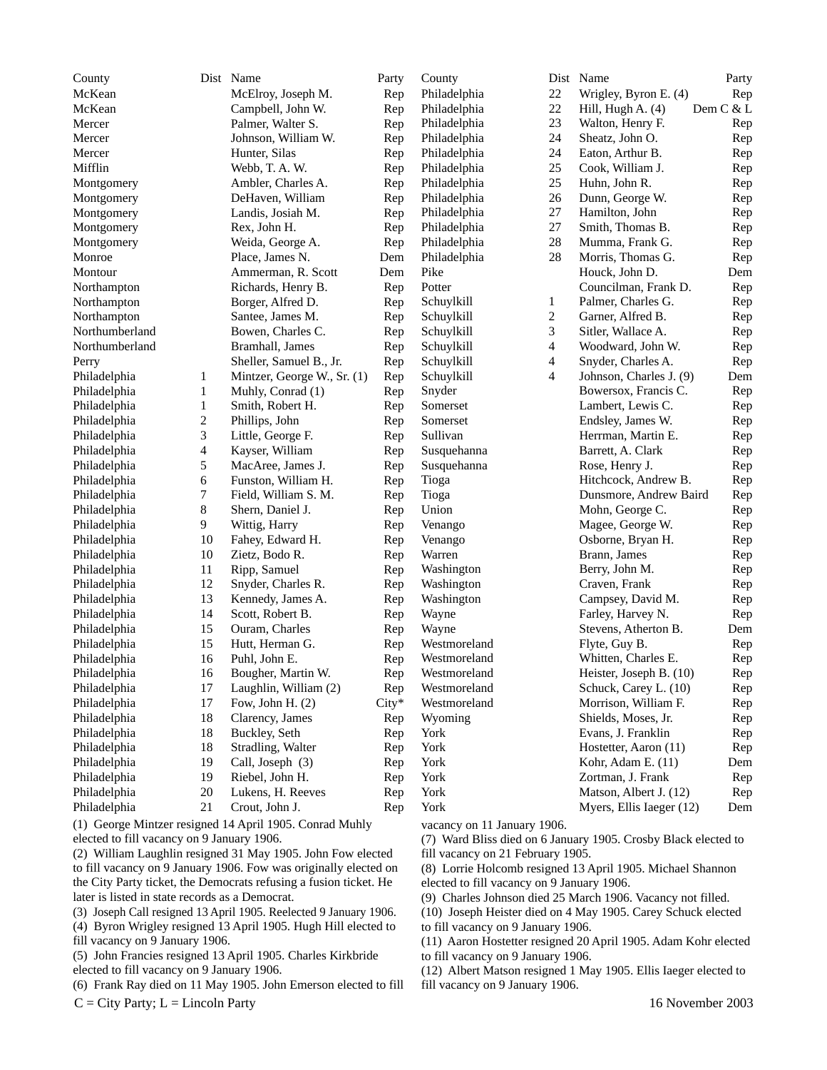| County | Dist | Name | Party |
|---|---|---|---|
| McKean | | McElroy, Joseph M. | Rep |
| McKean | | Campbell, John W. | Rep |
| Mercer | | Palmer, Walter S. | Rep |
| Mercer | | Johnson, William W. | Rep |
| Mercer | | Hunter, Silas | Rep |
| Mifflin | | Webb, T. A. W. | Rep |
| Montgomery | | Ambler, Charles A. | Rep |
| Montgomery | | DeHaven, William | Rep |
| Montgomery | | Landis, Josiah M. | Rep |
| Montgomery | | Rex, John H. | Rep |
| Montgomery | | Weida, George A. | Rep |
| Monroe | | Place, James N. | Dem |
| Montour | | Ammerman, R. Scott | Dem |
| Northampton | | Richards, Henry B. | Rep |
| Northampton | | Borger, Alfred D. | Rep |
| Northampton | | Santee, James M. | Rep |
| Northumberland | | Bowen, Charles C. | Rep |
| Northumberland | | Bramhall, James | Rep |
| Perry | | Sheller, Samuel B., Jr. | Rep |
| Philadelphia | 1 | Mintzer, George W., Sr. (1) | Rep |
| Philadelphia | 1 | Muhly, Conrad (1) | Rep |
| Philadelphia | 1 | Smith, Robert H. | Rep |
| Philadelphia | 2 | Phillips, John | Rep |
| Philadelphia | 3 | Little, George F. | Rep |
| Philadelphia | 4 | Kayser, William | Rep |
| Philadelphia | 5 | MacAree, James J. | Rep |
| Philadelphia | 6 | Funston, William H. | Rep |
| Philadelphia | 7 | Field, William S. M. | Rep |
| Philadelphia | 8 | Shern, Daniel J. | Rep |
| Philadelphia | 9 | Wittig, Harry | Rep |
| Philadelphia | 10 | Fahey, Edward H. | Rep |
| Philadelphia | 10 | Zietz, Bodo R. | Rep |
| Philadelphia | 11 | Ripp, Samuel | Rep |
| Philadelphia | 12 | Snyder, Charles R. | Rep |
| Philadelphia | 13 | Kennedy, James A. | Rep |
| Philadelphia | 14 | Scott, Robert B. | Rep |
| Philadelphia | 15 | Ouram, Charles | Rep |
| Philadelphia | 15 | Hutt, Herman G. | Rep |
| Philadelphia | 16 | Puhl, John E. | Rep |
| Philadelphia | 16 | Bougher, Martin W. | Rep |
| Philadelphia | 17 | Laughlin, William (2) | Rep |
| Philadelphia | 17 | Fow, John H. (2) | City* |
| Philadelphia | 18 | Clarency, James | Rep |
| Philadelphia | 18 | Buckley, Seth | Rep |
| Philadelphia | 18 | Stradling, Walter | Rep |
| Philadelphia | 19 | Call, Joseph (3) | Rep |
| Philadelphia | 19 | Riebel, John H. | Rep |
| Philadelphia | 20 | Lukens, H. Reeves | Rep |
| Philadelphia | 21 | Crout, John J. | Rep |
| Philadelphia | 22 | Wrigley, Byron E. (4) | Rep |
| Philadelphia | 22 | Hill, Hugh A. (4) | Dem C & L |
| Philadelphia | 23 | Walton, Henry F. | Rep |
| Philadelphia | 24 | Sheatz, John O. | Rep |
| Philadelphia | 24 | Eaton, Arthur B. | Rep |
| Philadelphia | 25 | Cook, William J. | Rep |
| Philadelphia | 25 | Huhn, John R. | Rep |
| Philadelphia | 26 | Dunn, George W. | Rep |
| Philadelphia | 27 | Hamilton, John | Rep |
| Philadelphia | 27 | Smith, Thomas B. | Rep |
| Philadelphia | 28 | Mumma, Frank G. | Rep |
| Philadelphia | 28 | Morris, Thomas G. | Rep |
| Pike | | Houck, John D. | Dem |
| Potter | | Councilman, Frank D. | Rep |
| Schuylkill | 1 | Palmer, Charles G. | Rep |
| Schuylkill | 2 | Garner, Alfred B. | Rep |
| Schuylkill | 3 | Sitler, Wallace A. | Rep |
| Schuylkill | 4 | Woodward, John W. | Rep |
| Schuylkill | 4 | Snyder, Charles A. | Rep |
| Schuylkill | 4 | Johnson, Charles J. (9) | Dem |
| Snyder | | Bowersox, Francis C. | Rep |
| Somerset | | Lambert, Lewis C. | Rep |
| Somerset | | Endsley, James W. | Rep |
| Sullivan | | Herrman, Martin E. | Rep |
| Susquehanna | | Barrett, A. Clark | Rep |
| Susquehanna | | Rose, Henry J. | Rep |
| Tioga | | Hitchcock, Andrew B. | Rep |
| Tioga | | Dunsmore, Andrew Baird | Rep |
| Union | | Mohn, George C. | Rep |
| Venango | | Magee, George W. | Rep |
| Venango | | Osborne, Bryan H. | Rep |
| Warren | | Brann, James | Rep |
| Washington | | Berry, John M. | Rep |
| Washington | | Craven, Frank | Rep |
| Washington | | Campsey, David M. | Rep |
| Wayne | | Farley, Harvey N. | Rep |
| Wayne | | Stevens, Atherton B. | Dem |
| Westmoreland | | Flyte, Guy B. | Rep |
| Westmoreland | | Whitten, Charles E. | Rep |
| Westmoreland | | Heister, Joseph B. (10) | Rep |
| Westmoreland | | Schuck, Carey L. (10) | Rep |
| Westmoreland | | Morrison, William F. | Rep |
| Wyoming | | Shields, Moses, Jr. | Rep |
| York | | Evans, J. Franklin | Rep |
| York | | Hostetter, Aaron (11) | Rep |
| York | | Kohr, Adam E. (11) | Dem |
| York | | Zortman, J. Frank | Rep |
| York | | Matson, Albert J. (12) | Rep |
| York | | Myers, Ellis Iaeger (12) | Dem |

(1) George Mintzer resigned 14 April 1905. Conrad Muhly elected to fill vacancy on 9 January 1906.
(2) William Laughlin resigned 31 May 1905. John Fow elected to fill vacancy on 9 January 1906. Fow was originally elected on the City Party ticket, the Democrats refusing a fusion ticket. He later is listed in state records as a Democrat.
(3) Joseph Call resigned 13 April 1905. Reelected 9 January 1906.
(4) Byron Wrigley resigned 13 April 1905. Hugh Hill elected to fill vacancy on 9 January 1906.
(5) John Francies resigned 13 April 1905. Charles Kirkbride elected to fill vacancy on 9 January 1906.
(6) Frank Ray died on 11 May 1905. John Emerson elected to fill vacancy on 11 January 1906.
(7) Ward Bliss died on 6 January 1905. Crosby Black elected to fill vacancy on 21 February 1905.
(8) Lorrie Holcomb resigned 13 April 1905. Michael Shannon elected to fill vacancy on 9 January 1906.
(9) Charles Johnson died 25 March 1906. Vacancy not filled.
(10) Joseph Heister died on 4 May 1905. Carey Schuck elected to fill vacancy on 9 January 1906.
(11) Aaron Hostetter resigned 20 April 1905. Adam Kohr elected to fill vacancy on 9 January 1906.
(12) Albert Matson resigned 1 May 1905. Ellis Iaeger elected to fill vacancy on 9 January 1906.

C = City Party; L = Lincoln Party

16 November 2003